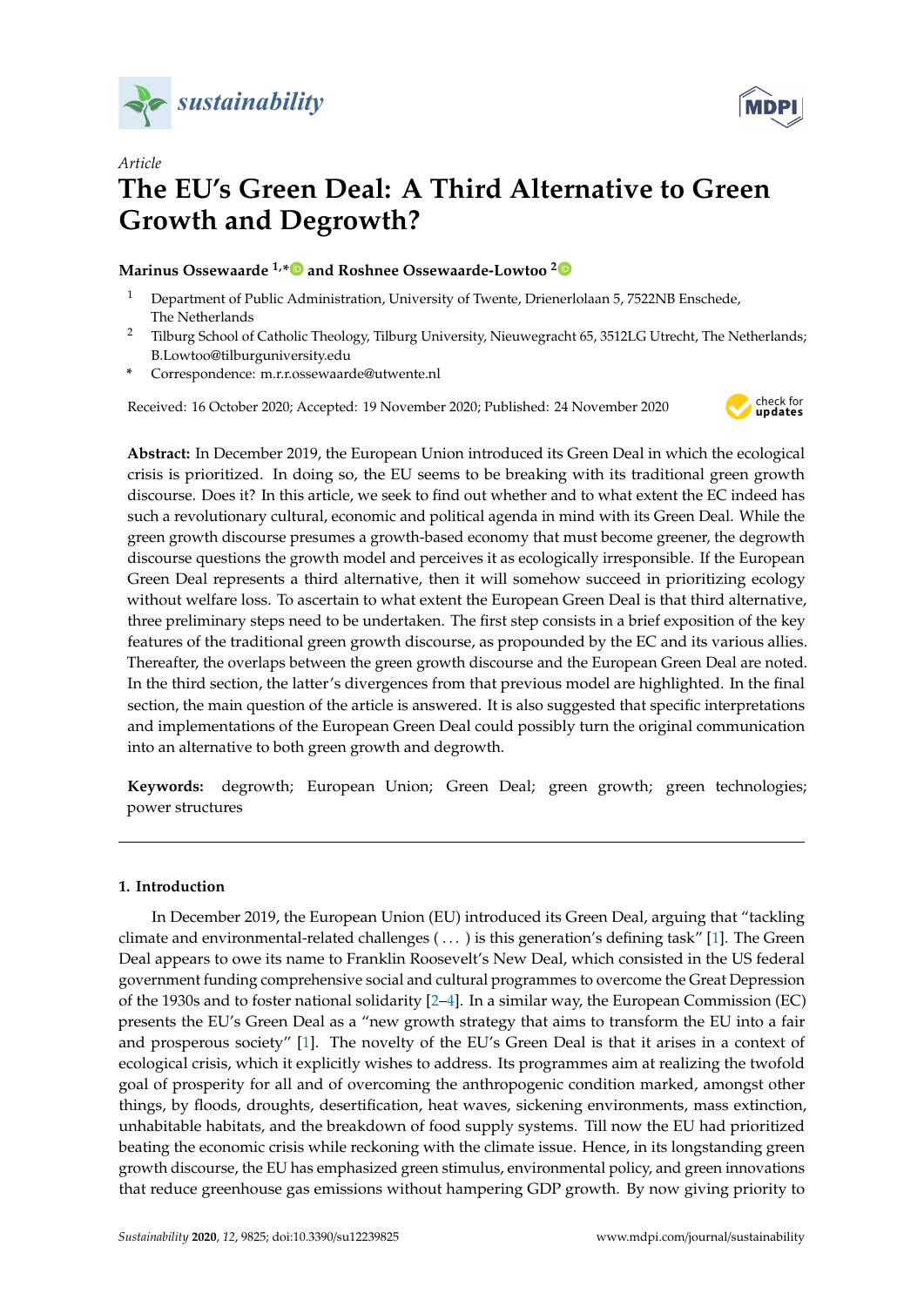Article

# The EU's Green Deal: A Third Alternative to Green Growth and Degrowth?

**Marinus Ossewaarde [1,*] and Roshnee Ossewaarde-Lowtoo [2]**

[1] Department of Public Administration, University of Twente, Drienerlolaan 5, 7522NB Enschede, The Netherlands

[2] Tilburg School of Catholic Theology, Tilburg University, Nieuwegracht 65, 3512LG Utrecht, The Netherlands; B.Lowtoo@tilburguniversity.edu

\* Correspondence: m.r.r.ossewaarde@utwente.nl

Received: 16 October 2020; Accepted: 19 November 2020; Published: 24 November 2020

**Abstract:** In December 2019, the European Union introduced its Green Deal in which the ecological crisis is prioritized. In doing so, the EU seems to be breaking with its traditional green growth discourse. Does it? In this article, we seek to find out whether and to what extent the EC indeed has such a revolutionary cultural, economic and political agenda in mind with its Green Deal. While the green growth discourse presumes a growth-based economy that must become greener, the degrowth discourse questions the growth model and perceives it as ecologically irresponsible. If the European Green Deal represents a third alternative, then it will somehow succeed in prioritizing ecology without welfare loss. To ascertain to what extent the European Green Deal is that third alternative, three preliminary steps need to be undertaken. The first step consists in a brief exposition of the key features of the traditional green growth discourse, as propounded by the EC and its various allies. Thereafter, the overlaps between the green growth discourse and the European Green Deal are noted. In the third section, the latter's divergences from that previous model are highlighted. In the final section, the main question of the article is answered. It is also suggested that specific interpretations and implementations of the European Green Deal could possibly turn the original communication into an alternative to both green growth and degrowth.

**Keywords:** degrowth; European Union; Green Deal; green growth; green technologies; power structures

## 1. Introduction

In December 2019, the European Union (EU) introduced its Green Deal, arguing that "tackling climate and environmental-related challenges ( ... ) is this generation's defining task" [1]. The Green Deal appears to owe its name to Franklin Roosevelt's New Deal, which consisted in the US federal government funding comprehensive social and cultural programmes to overcome the Great Depression of the 1930s and to foster national solidarity [2–4]. In a similar way, the European Commission (EC) presents the EU's Green Deal as a "new growth strategy that aims to transform the EU into a fair and prosperous society" [1]. The novelty of the EU's Green Deal is that it arises in a context of ecological crisis, which it explicitly wishes to address. Its programmes aim at realizing the twofold goal of prosperity for all and of overcoming the anthropogenic condition marked, amongst other things, by floods, droughts, desertification, heat waves, sickening environments, mass extinction, unhabitable habitats, and the breakdown of food supply systems. Till now the EU had prioritized beating the economic crisis while reckoning with the climate issue. Hence, in its longstanding green growth discourse, the EU has emphasized green stimulus, environmental policy, and green innovations that reduce greenhouse gas emissions without hampering GDP growth. By now giving priority to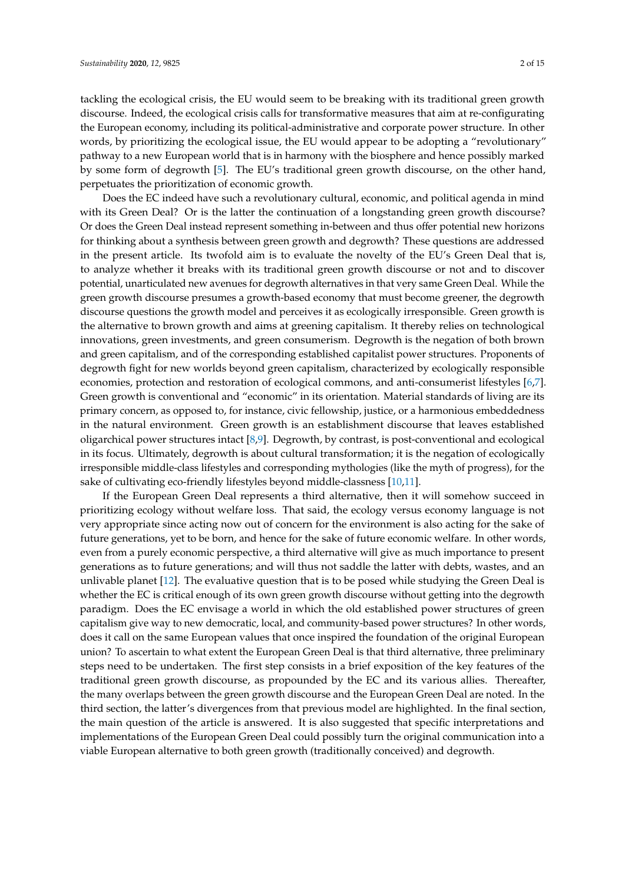tackling the ecological crisis, the EU would seem to be breaking with its traditional green growth discourse. Indeed, the ecological crisis calls for transformative measures that aim at re-configurating the European economy, including its political-administrative and corporate power structure. In other words, by prioritizing the ecological issue, the EU would appear to be adopting a "revolutionary" pathway to a new European world that is in harmony with the biosphere and hence possibly marked by some form of degrowth [5]. The EU's traditional green growth discourse, on the other hand, perpetuates the prioritization of economic growth.

Does the EC indeed have such a revolutionary cultural, economic, and political agenda in mind with its Green Deal? Or is the latter the continuation of a longstanding green growth discourse? Or does the Green Deal instead represent something in-between and thus offer potential new horizons for thinking about a synthesis between green growth and degrowth? These questions are addressed in the present article. Its twofold aim is to evaluate the novelty of the EU's Green Deal that is, to analyze whether it breaks with its traditional green growth discourse or not and to discover potential, unarticulated new avenues for degrowth alternatives in that very same Green Deal. While the green growth discourse presumes a growth-based economy that must become greener, the degrowth discourse questions the growth model and perceives it as ecologically irresponsible. Green growth is the alternative to brown growth and aims at greening capitalism. It thereby relies on technological innovations, green investments, and green consumerism. Degrowth is the negation of both brown and green capitalism, and of the corresponding established capitalist power structures. Proponents of degrowth fight for new worlds beyond green capitalism, characterized by ecologically responsible economies, protection and restoration of ecological commons, and anti-consumerist lifestyles [6,7]. Green growth is conventional and "economic" in its orientation. Material standards of living are its primary concern, as opposed to, for instance, civic fellowship, justice, or a harmonious embeddedness in the natural environment. Green growth is an establishment discourse that leaves established oligarchical power structures intact [8,9]. Degrowth, by contrast, is post-conventional and ecological in its focus. Ultimately, degrowth is about cultural transformation; it is the negation of ecologically irresponsible middle-class lifestyles and corresponding mythologies (like the myth of progress), for the sake of cultivating eco-friendly lifestyles beyond middle-classness [10,11].

If the European Green Deal represents a third alternative, then it will somehow succeed in prioritizing ecology without welfare loss. That said, the ecology versus economy language is not very appropriate since acting now out of concern for the environment is also acting for the sake of future generations, yet to be born, and hence for the sake of future economic welfare. In other words, even from a purely economic perspective, a third alternative will give as much importance to present generations as to future generations; and will thus not saddle the latter with debts, wastes, and an unlivable planet [12]. The evaluative question that is to be posed while studying the Green Deal is whether the EC is critical enough of its own green growth discourse without getting into the degrowth paradigm. Does the EC envisage a world in which the old established power structures of green capitalism give way to new democratic, local, and community-based power structures? In other words, does it call on the same European values that once inspired the foundation of the original European union? To ascertain to what extent the European Green Deal is that third alternative, three preliminary steps need to be undertaken. The first step consists in a brief exposition of the key features of the traditional green growth discourse, as propounded by the EC and its various allies. Thereafter, the many overlaps between the green growth discourse and the European Green Deal are noted. In the third section, the latter's divergences from that previous model are highlighted. In the final section, the main question of the article is answered. It is also suggested that specific interpretations and implementations of the European Green Deal could possibly turn the original communication into a viable European alternative to both green growth (traditionally conceived) and degrowth.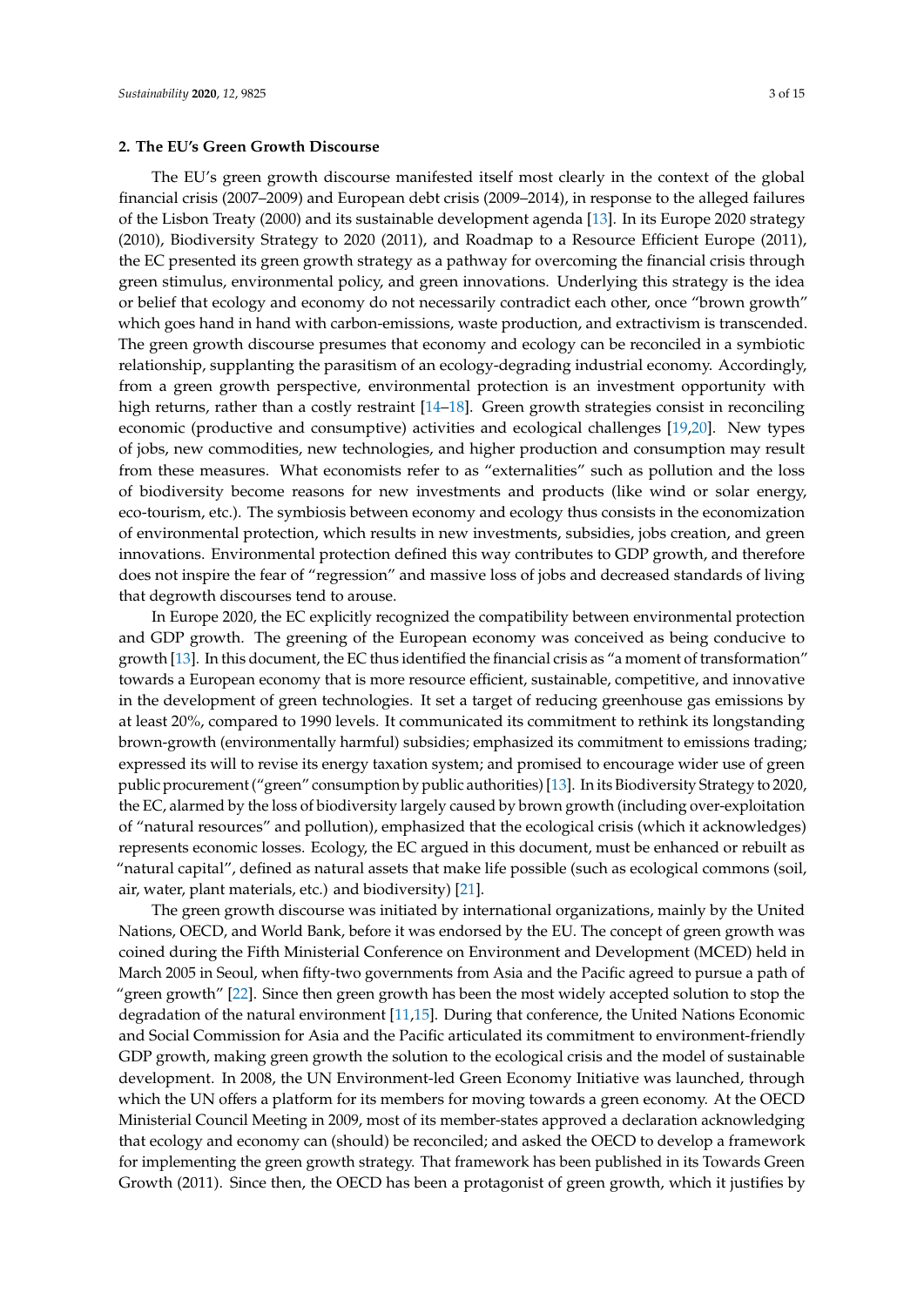## 2. The EU's Green Growth Discourse

The EU's green growth discourse manifested itself most clearly in the context of the global financial crisis (2007–2009) and European debt crisis (2009–2014), in response to the alleged failures of the Lisbon Treaty (2000) and its sustainable development agenda [13]. In its Europe 2020 strategy (2010), Biodiversity Strategy to 2020 (2011), and Roadmap to a Resource Efficient Europe (2011), the EC presented its green growth strategy as a pathway for overcoming the financial crisis through green stimulus, environmental policy, and green innovations. Underlying this strategy is the idea or belief that ecology and economy do not necessarily contradict each other, once "brown growth" which goes hand in hand with carbon-emissions, waste production, and extractivism is transcended. The green growth discourse presumes that economy and ecology can be reconciled in a symbiotic relationship, supplanting the parasitism of an ecology-degrading industrial economy. Accordingly, from a green growth perspective, environmental protection is an investment opportunity with high returns, rather than a costly restraint [14–18]. Green growth strategies consist in reconciling economic (productive and consumptive) activities and ecological challenges [19,20]. New types of jobs, new commodities, new technologies, and higher production and consumption may result from these measures. What economists refer to as "externalities" such as pollution and the loss of biodiversity become reasons for new investments and products (like wind or solar energy, eco-tourism, etc.). The symbiosis between economy and ecology thus consists in the economization of environmental protection, which results in new investments, subsidies, jobs creation, and green innovations. Environmental protection defined this way contributes to GDP growth, and therefore does not inspire the fear of "regression" and massive loss of jobs and decreased standards of living that degrowth discourses tend to arouse.

In Europe 2020, the EC explicitly recognized the compatibility between environmental protection and GDP growth. The greening of the European economy was conceived as being conducive to growth [13]. In this document, the EC thus identified the financial crisis as "a moment of transformation" towards a European economy that is more resource efficient, sustainable, competitive, and innovative in the development of green technologies. It set a target of reducing greenhouse gas emissions by at least 20%, compared to 1990 levels. It communicated its commitment to rethink its longstanding brown-growth (environmentally harmful) subsidies; emphasized its commitment to emissions trading; expressed its will to revise its energy taxation system; and promised to encourage wider use of green public procurement ("green" consumption by public authorities) [13]. In its Biodiversity Strategy to 2020, the EC, alarmed by the loss of biodiversity largely caused by brown growth (including over-exploitation of "natural resources" and pollution), emphasized that the ecological crisis (which it acknowledges) represents economic losses. Ecology, the EC argued in this document, must be enhanced or rebuilt as "natural capital", defined as natural assets that make life possible (such as ecological commons (soil, air, water, plant materials, etc.) and biodiversity) [21].

The green growth discourse was initiated by international organizations, mainly by the United Nations, OECD, and World Bank, before it was endorsed by the EU. The concept of green growth was coined during the Fifth Ministerial Conference on Environment and Development (MCED) held in March 2005 in Seoul, when fifty-two governments from Asia and the Pacific agreed to pursue a path of "green growth" [22]. Since then green growth has been the most widely accepted solution to stop the degradation of the natural environment [11,15]. During that conference, the United Nations Economic and Social Commission for Asia and the Pacific articulated its commitment to environment-friendly GDP growth, making green growth the solution to the ecological crisis and the model of sustainable development. In 2008, the UN Environment-led Green Economy Initiative was launched, through which the UN offers a platform for its members for moving towards a green economy. At the OECD Ministerial Council Meeting in 2009, most of its member-states approved a declaration acknowledging that ecology and economy can (should) be reconciled; and asked the OECD to develop a framework for implementing the green growth strategy. That framework has been published in its Towards Green Growth (2011). Since then, the OECD has been a protagonist of green growth, which it justifies by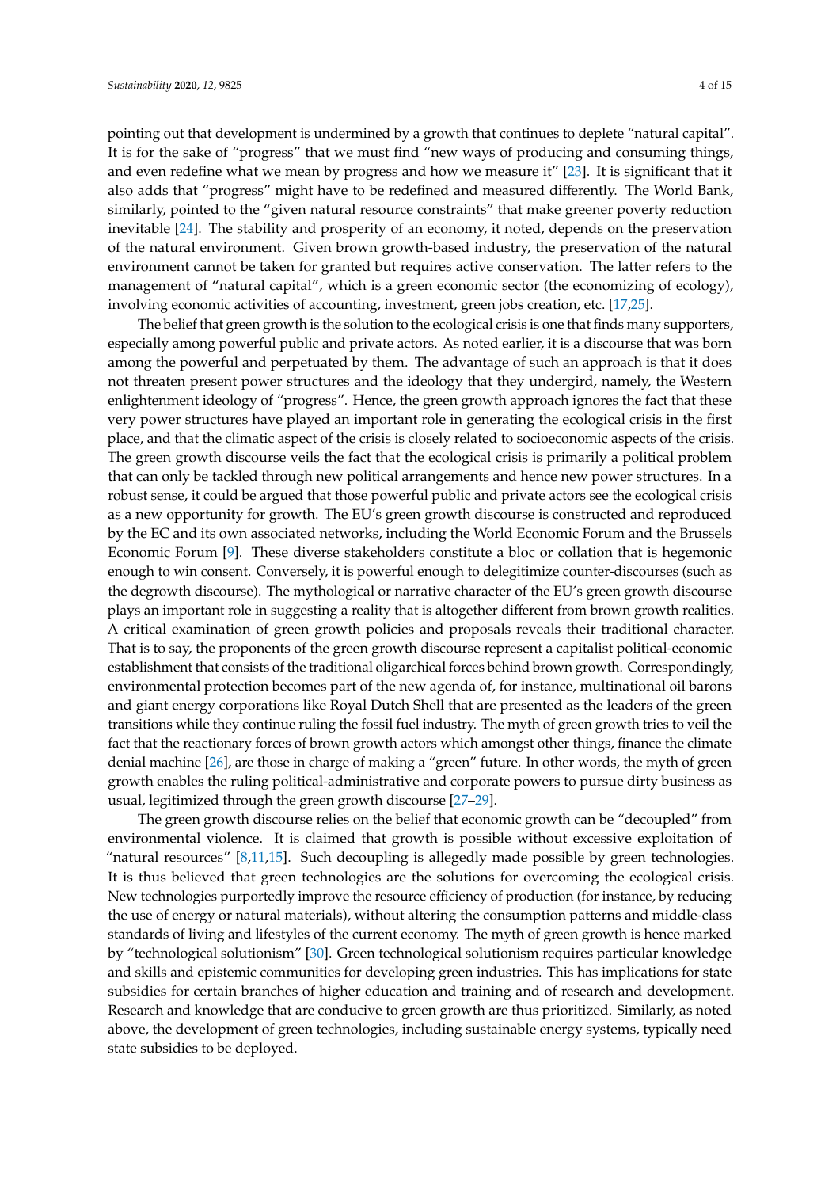pointing out that development is undermined by a growth that continues to deplete "natural capital". It is for the sake of "progress" that we must find "new ways of producing and consuming things, and even redefine what we mean by progress and how we measure it" [23]. It is significant that it also adds that "progress" might have to be redefined and measured differently. The World Bank, similarly, pointed to the "given natural resource constraints" that make greener poverty reduction inevitable [24]. The stability and prosperity of an economy, it noted, depends on the preservation of the natural environment. Given brown growth-based industry, the preservation of the natural environment cannot be taken for granted but requires active conservation. The latter refers to the management of "natural capital", which is a green economic sector (the economizing of ecology), involving economic activities of accounting, investment, green jobs creation, etc. [17,25].

The belief that green growth is the solution to the ecological crisis is one that finds many supporters, especially among powerful public and private actors. As noted earlier, it is a discourse that was born among the powerful and perpetuated by them. The advantage of such an approach is that it does not threaten present power structures and the ideology that they undergird, namely, the Western enlightenment ideology of "progress". Hence, the green growth approach ignores the fact that these very power structures have played an important role in generating the ecological crisis in the first place, and that the climatic aspect of the crisis is closely related to socioeconomic aspects of the crisis. The green growth discourse veils the fact that the ecological crisis is primarily a political problem that can only be tackled through new political arrangements and hence new power structures. In a robust sense, it could be argued that those powerful public and private actors see the ecological crisis as a new opportunity for growth. The EU's green growth discourse is constructed and reproduced by the EC and its own associated networks, including the World Economic Forum and the Brussels Economic Forum [9]. These diverse stakeholders constitute a bloc or collation that is hegemonic enough to win consent. Conversely, it is powerful enough to delegitimize counter-discourses (such as the degrowth discourse). The mythological or narrative character of the EU's green growth discourse plays an important role in suggesting a reality that is altogether different from brown growth realities. A critical examination of green growth policies and proposals reveals their traditional character. That is to say, the proponents of the green growth discourse represent a capitalist political-economic establishment that consists of the traditional oligarchical forces behind brown growth. Correspondingly, environmental protection becomes part of the new agenda of, for instance, multinational oil barons and giant energy corporations like Royal Dutch Shell that are presented as the leaders of the green transitions while they continue ruling the fossil fuel industry. The myth of green growth tries to veil the fact that the reactionary forces of brown growth actors which amongst other things, finance the climate denial machine [26], are those in charge of making a "green" future. In other words, the myth of green growth enables the ruling political-administrative and corporate powers to pursue dirty business as usual, legitimized through the green growth discourse [27–29].

The green growth discourse relies on the belief that economic growth can be "decoupled" from environmental violence. It is claimed that growth is possible without excessive exploitation of "natural resources" [8,11,15]. Such decoupling is allegedly made possible by green technologies. It is thus believed that green technologies are the solutions for overcoming the ecological crisis. New technologies purportedly improve the resource efficiency of production (for instance, by reducing the use of energy or natural materials), without altering the consumption patterns and middle-class standards of living and lifestyles of the current economy. The myth of green growth is hence marked by "technological solutionism" [30]. Green technological solutionism requires particular knowledge and skills and epistemic communities for developing green industries. This has implications for state subsidies for certain branches of higher education and training and of research and development. Research and knowledge that are conducive to green growth are thus prioritized. Similarly, as noted above, the development of green technologies, including sustainable energy systems, typically need state subsidies to be deployed.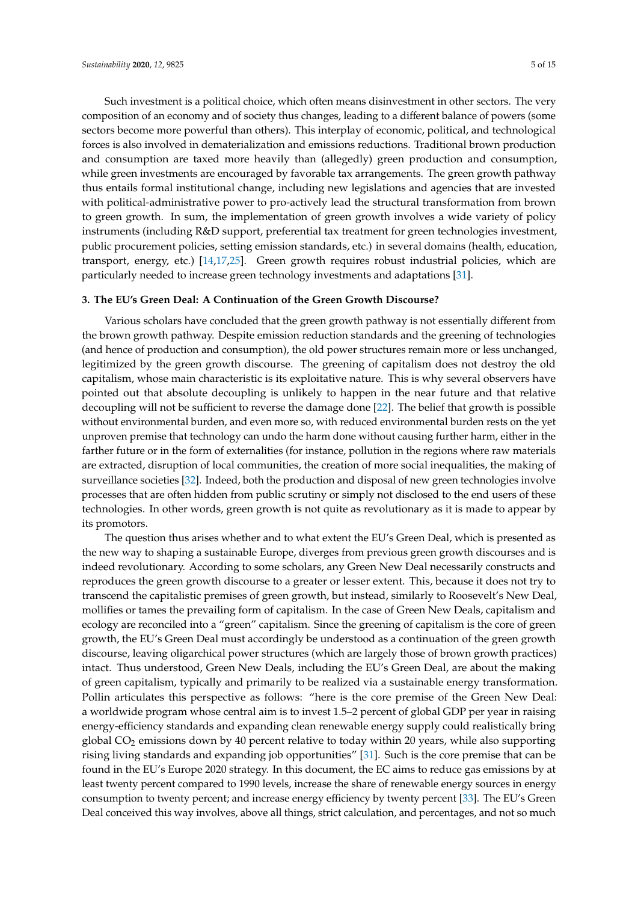Such investment is a political choice, which often means disinvestment in other sectors. The very composition of an economy and of society thus changes, leading to a different balance of powers (some sectors become more powerful than others). This interplay of economic, political, and technological forces is also involved in dematerialization and emissions reductions. Traditional brown production and consumption are taxed more heavily than (allegedly) green production and consumption, while green investments are encouraged by favorable tax arrangements. The green growth pathway thus entails formal institutional change, including new legislations and agencies that are invested with political-administrative power to pro-actively lead the structural transformation from brown to green growth. In sum, the implementation of green growth involves a wide variety of policy instruments (including R&D support, preferential tax treatment for green technologies investment, public procurement policies, setting emission standards, etc.) in several domains (health, education, transport, energy, etc.) [14,17,25]. Green growth requires robust industrial policies, which are particularly needed to increase green technology investments and adaptations [31].

## 3. The EU's Green Deal: A Continuation of the Green Growth Discourse?

Various scholars have concluded that the green growth pathway is not essentially different from the brown growth pathway. Despite emission reduction standards and the greening of technologies (and hence of production and consumption), the old power structures remain more or less unchanged, legitimized by the green growth discourse. The greening of capitalism does not destroy the old capitalism, whose main characteristic is its exploitative nature. This is why several observers have pointed out that absolute decoupling is unlikely to happen in the near future and that relative decoupling will not be sufficient to reverse the damage done [22]. The belief that growth is possible without environmental burden, and even more so, with reduced environmental burden rests on the yet unproven premise that technology can undo the harm done without causing further harm, either in the farther future or in the form of externalities (for instance, pollution in the regions where raw materials are extracted, disruption of local communities, the creation of more social inequalities, the making of surveillance societies [32]. Indeed, both the production and disposal of new green technologies involve processes that are often hidden from public scrutiny or simply not disclosed to the end users of these technologies. In other words, green growth is not quite as revolutionary as it is made to appear by its promotors.

The question thus arises whether and to what extent the EU's Green Deal, which is presented as the new way to shaping a sustainable Europe, diverges from previous green growth discourses and is indeed revolutionary. According to some scholars, any Green New Deal necessarily constructs and reproduces the green growth discourse to a greater or lesser extent. This, because it does not try to transcend the capitalistic premises of green growth, but instead, similarly to Roosevelt's New Deal, mollifies or tames the prevailing form of capitalism. In the case of Green New Deals, capitalism and ecology are reconciled into a "green" capitalism. Since the greening of capitalism is the core of green growth, the EU's Green Deal must accordingly be understood as a continuation of the green growth discourse, leaving oligarchical power structures (which are largely those of brown growth practices) intact. Thus understood, Green New Deals, including the EU's Green Deal, are about the making of green capitalism, typically and primarily to be realized via a sustainable energy transformation. Pollin articulates this perspective as follows: "here is the core premise of the Green New Deal: a worldwide program whose central aim is to invest 1.5–2 percent of global GDP per year in raising energy-efficiency standards and expanding clean renewable energy supply could realistically bring global $CO_2$ emissions down by 40 percent relative to today within 20 years, while also supporting rising living standards and expanding job opportunities" [31]. Such is the core premise that can be found in the EU's Europe 2020 strategy. In this document, the EC aims to reduce gas emissions by at least twenty percent compared to 1990 levels, increase the share of renewable energy sources in energy consumption to twenty percent; and increase energy efficiency by twenty percent [33]. The EU's Green Deal conceived this way involves, above all things, strict calculation, and percentages, and not so much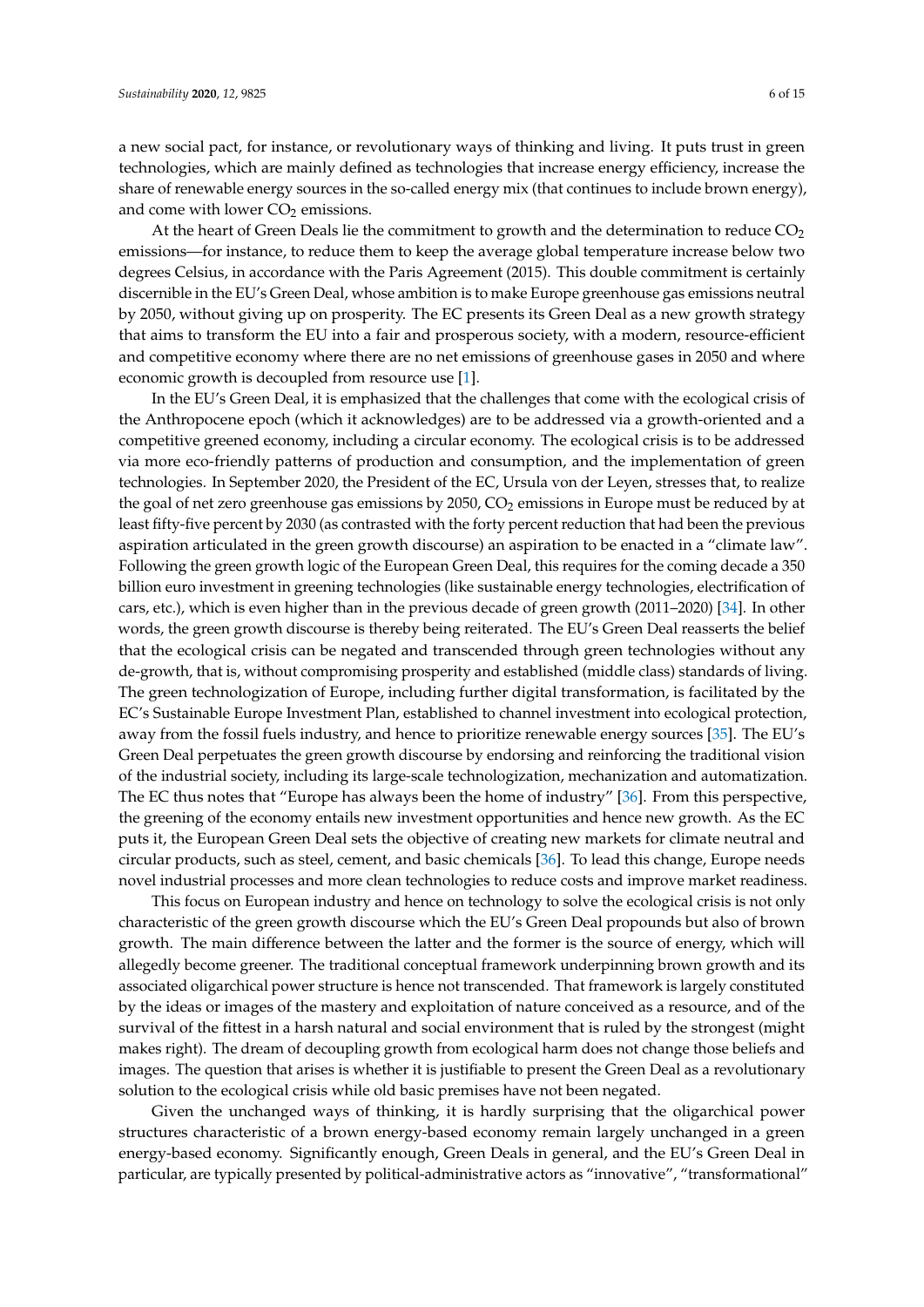a new social pact, for instance, or revolutionary ways of thinking and living. It puts trust in green technologies, which are mainly defined as technologies that increase energy efficiency, increase the share of renewable energy sources in the so-called energy mix (that continues to include brown energy), and come with lower $CO_2$ emissions.

At the heart of Green Deals lie the commitment to growth and the determination to reduce $CO_2$ emissions—for instance, to reduce them to keep the average global temperature increase below two degrees Celsius, in accordance with the Paris Agreement (2015). This double commitment is certainly discernible in the EU's Green Deal, whose ambition is to make Europe greenhouse gas emissions neutral by 2050, without giving up on prosperity. The EC presents its Green Deal as a new growth strategy that aims to transform the EU into a fair and prosperous society, with a modern, resource-efficient and competitive economy where there are no net emissions of greenhouse gases in 2050 and where economic growth is decoupled from resource use [1].

In the EU's Green Deal, it is emphasized that the challenges that come with the ecological crisis of the Anthropocene epoch (which it acknowledges) are to be addressed via a growth-oriented and a competitive greened economy, including a circular economy. The ecological crisis is to be addressed via more eco-friendly patterns of production and consumption, and the implementation of green technologies. In September 2020, the President of the EC, Ursula von der Leyen, stresses that, to realize the goal of net zero greenhouse gas emissions by 2050, $CO_2$ emissions in Europe must be reduced by at least fifty-five percent by 2030 (as contrasted with the forty percent reduction that had been the previous aspiration articulated in the green growth discourse) an aspiration to be enacted in a "climate law". Following the green growth logic of the European Green Deal, this requires for the coming decade a 350 billion euro investment in greening technologies (like sustainable energy technologies, electrification of cars, etc.), which is even higher than in the previous decade of green growth (2011–2020) [34]. In other words, the green growth discourse is thereby being reiterated. The EU's Green Deal reasserts the belief that the ecological crisis can be negated and transcended through green technologies without any de-growth, that is, without compromising prosperity and established (middle class) standards of living. The green technologization of Europe, including further digital transformation, is facilitated by the EC's Sustainable Europe Investment Plan, established to channel investment into ecological protection, away from the fossil fuels industry, and hence to prioritize renewable energy sources [35]. The EU's Green Deal perpetuates the green growth discourse by endorsing and reinforcing the traditional vision of the industrial society, including its large-scale technologization, mechanization and automatization. The EC thus notes that "Europe has always been the home of industry" [36]. From this perspective, the greening of the economy entails new investment opportunities and hence new growth. As the EC puts it, the European Green Deal sets the objective of creating new markets for climate neutral and circular products, such as steel, cement, and basic chemicals [36]. To lead this change, Europe needs novel industrial processes and more clean technologies to reduce costs and improve market readiness.

This focus on European industry and hence on technology to solve the ecological crisis is not only characteristic of the green growth discourse which the EU's Green Deal propounds but also of brown growth. The main difference between the latter and the former is the source of energy, which will allegedly become greener. The traditional conceptual framework underpinning brown growth and its associated oligarchical power structure is hence not transcended. That framework is largely constituted by the ideas or images of the mastery and exploitation of nature conceived as a resource, and of the survival of the fittest in a harsh natural and social environment that is ruled by the strongest (might makes right). The dream of decoupling growth from ecological harm does not change those beliefs and images. The question that arises is whether it is justifiable to present the Green Deal as a revolutionary solution to the ecological crisis while old basic premises have not been negated.

Given the unchanged ways of thinking, it is hardly surprising that the oligarchical power structures characteristic of a brown energy-based economy remain largely unchanged in a green energy-based economy. Significantly enough, Green Deals in general, and the EU's Green Deal in particular, are typically presented by political-administrative actors as "innovative", "transformational"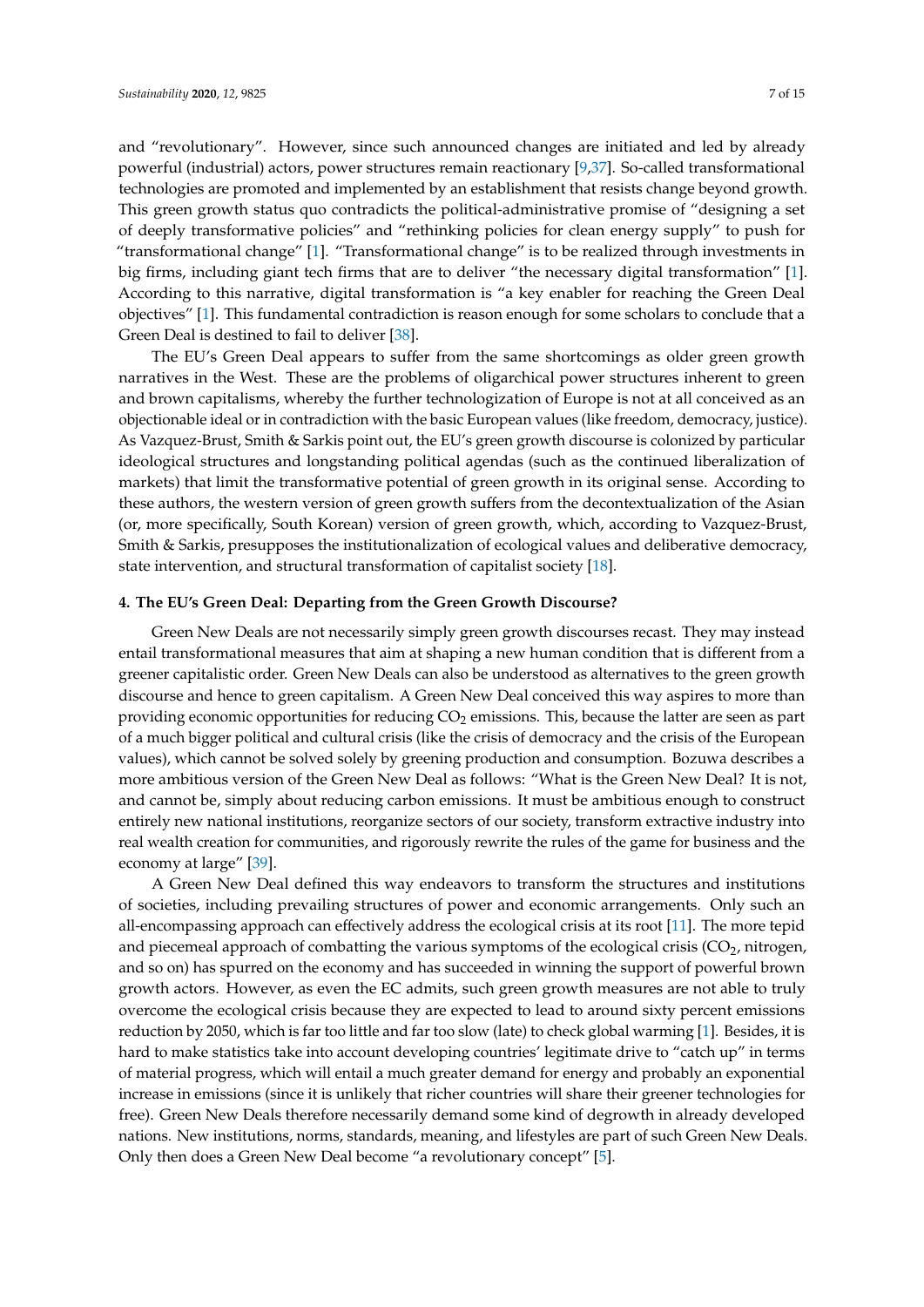and "revolutionary". However, since such announced changes are initiated and led by already powerful (industrial) actors, power structures remain reactionary [9,37]. So-called transformational technologies are promoted and implemented by an establishment that resists change beyond growth. This green growth status quo contradicts the political-administrative promise of "designing a set of deeply transformative policies" and "rethinking policies for clean energy supply" to push for "transformational change" [1]. "Transformational change" is to be realized through investments in big firms, including giant tech firms that are to deliver "the necessary digital transformation" [1]. According to this narrative, digital transformation is "a key enabler for reaching the Green Deal objectives" [1]. This fundamental contradiction is reason enough for some scholars to conclude that a Green Deal is destined to fail to deliver [38].

The EU's Green Deal appears to suffer from the same shortcomings as older green growth narratives in the West. These are the problems of oligarchical power structures inherent to green and brown capitalisms, whereby the further technologization of Europe is not at all conceived as an objectionable ideal or in contradiction with the basic European values (like freedom, democracy, justice). As Vazquez-Brust, Smith & Sarkis point out, the EU's green growth discourse is colonized by particular ideological structures and longstanding political agendas (such as the continued liberalization of markets) that limit the transformative potential of green growth in its original sense. According to these authors, the western version of green growth suffers from the decontextualization of the Asian (or, more specifically, South Korean) version of green growth, which, according to Vazquez-Brust, Smith & Sarkis, presupposes the institutionalization of ecological values and deliberative democracy, state intervention, and structural transformation of capitalist society [18].

## 4. The EU's Green Deal: Departing from the Green Growth Discourse?

Green New Deals are not necessarily simply green growth discourses recast. They may instead entail transformational measures that aim at shaping a new human condition that is different from a greener capitalistic order. Green New Deals can also be understood as alternatives to the green growth discourse and hence to green capitalism. A Green New Deal conceived this way aspires to more than providing economic opportunities for reducing $CO_2$ emissions. This, because the latter are seen as part of a much bigger political and cultural crisis (like the crisis of democracy and the crisis of the European values), which cannot be solved solely by greening production and consumption. Bozuwa describes a more ambitious version of the Green New Deal as follows: "What is the Green New Deal? It is not, and cannot be, simply about reducing carbon emissions. It must be ambitious enough to construct entirely new national institutions, reorganize sectors of our society, transform extractive industry into real wealth creation for communities, and rigorously rewrite the rules of the game for business and the economy at large" [39].

A Green New Deal defined this way endeavors to transform the structures and institutions of societies, including prevailing structures of power and economic arrangements. Only such an all-encompassing approach can effectively address the ecological crisis at its root [11]. The more tepid and piecemeal approach of combatting the various symptoms of the ecological crisis ($CO_2$, nitrogen, and so on) has spurred on the economy and has succeeded in winning the support of powerful brown growth actors. However, as even the EC admits, such green growth measures are not able to truly overcome the ecological crisis because they are expected to lead to around sixty percent emissions reduction by 2050, which is far too little and far too slow (late) to check global warming [1]. Besides, it is hard to make statistics take into account developing countries' legitimate drive to "catch up" in terms of material progress, which will entail a much greater demand for energy and probably an exponential increase in emissions (since it is unlikely that richer countries will share their greener technologies for free). Green New Deals therefore necessarily demand some kind of degrowth in already developed nations. New institutions, norms, standards, meaning, and lifestyles are part of such Green New Deals. Only then does a Green New Deal become "a revolutionary concept" [5].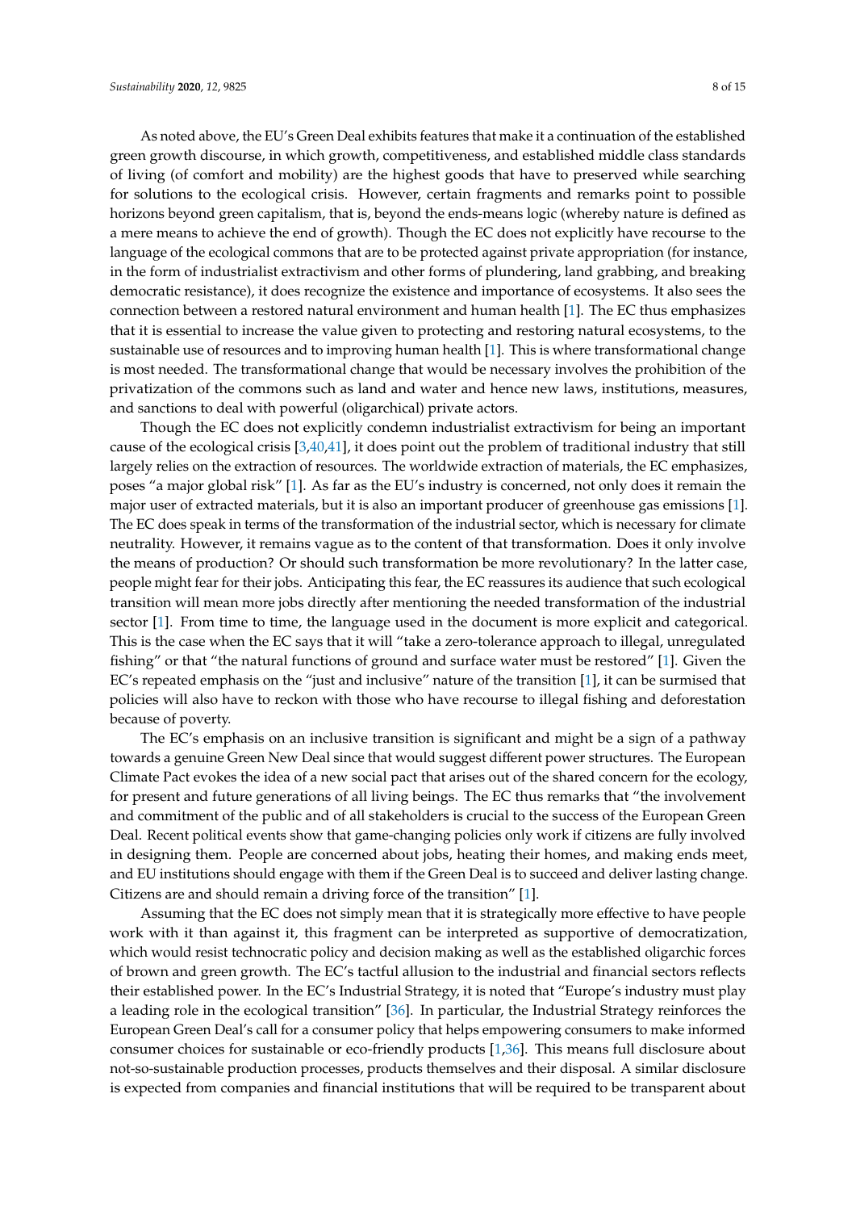As noted above, the EU's Green Deal exhibits features that make it a continuation of the established green growth discourse, in which growth, competitiveness, and established middle class standards of living (of comfort and mobility) are the highest goods that have to preserved while searching for solutions to the ecological crisis. However, certain fragments and remarks point to possible horizons beyond green capitalism, that is, beyond the ends-means logic (whereby nature is defined as a mere means to achieve the end of growth). Though the EC does not explicitly have recourse to the language of the ecological commons that are to be protected against private appropriation (for instance, in the form of industrialist extractivism and other forms of plundering, land grabbing, and breaking democratic resistance), it does recognize the existence and importance of ecosystems. It also sees the connection between a restored natural environment and human health [1]. The EC thus emphasizes that it is essential to increase the value given to protecting and restoring natural ecosystems, to the sustainable use of resources and to improving human health [1]. This is where transformational change is most needed. The transformational change that would be necessary involves the prohibition of the privatization of the commons such as land and water and hence new laws, institutions, measures, and sanctions to deal with powerful (oligarchical) private actors.

Though the EC does not explicitly condemn industrialist extractivism for being an important cause of the ecological crisis [3,40,41], it does point out the problem of traditional industry that still largely relies on the extraction of resources. The worldwide extraction of materials, the EC emphasizes, poses "a major global risk" [1]. As far as the EU's industry is concerned, not only does it remain the major user of extracted materials, but it is also an important producer of greenhouse gas emissions [1]. The EC does speak in terms of the transformation of the industrial sector, which is necessary for climate neutrality. However, it remains vague as to the content of that transformation. Does it only involve the means of production? Or should such transformation be more revolutionary? In the latter case, people might fear for their jobs. Anticipating this fear, the EC reassures its audience that such ecological transition will mean more jobs directly after mentioning the needed transformation of the industrial sector [1]. From time to time, the language used in the document is more explicit and categorical. This is the case when the EC says that it will "take a zero-tolerance approach to illegal, unregulated fishing" or that "the natural functions of ground and surface water must be restored" [1]. Given the EC's repeated emphasis on the "just and inclusive" nature of the transition [1], it can be surmised that policies will also have to reckon with those who have recourse to illegal fishing and deforestation because of poverty.

The EC's emphasis on an inclusive transition is significant and might be a sign of a pathway towards a genuine Green New Deal since that would suggest different power structures. The European Climate Pact evokes the idea of a new social pact that arises out of the shared concern for the ecology, for present and future generations of all living beings. The EC thus remarks that "the involvement and commitment of the public and of all stakeholders is crucial to the success of the European Green Deal. Recent political events show that game-changing policies only work if citizens are fully involved in designing them. People are concerned about jobs, heating their homes, and making ends meet, and EU institutions should engage with them if the Green Deal is to succeed and deliver lasting change. Citizens are and should remain a driving force of the transition" [1].

Assuming that the EC does not simply mean that it is strategically more effective to have people work with it than against it, this fragment can be interpreted as supportive of democratization, which would resist technocratic policy and decision making as well as the established oligarchic forces of brown and green growth. The EC's tactful allusion to the industrial and financial sectors reflects their established power. In the EC's Industrial Strategy, it is noted that "Europe's industry must play a leading role in the ecological transition" [36]. In particular, the Industrial Strategy reinforces the European Green Deal's call for a consumer policy that helps empowering consumers to make informed consumer choices for sustainable or eco-friendly products [1,36]. This means full disclosure about not-so-sustainable production processes, products themselves and their disposal. A similar disclosure is expected from companies and financial institutions that will be required to be transparent about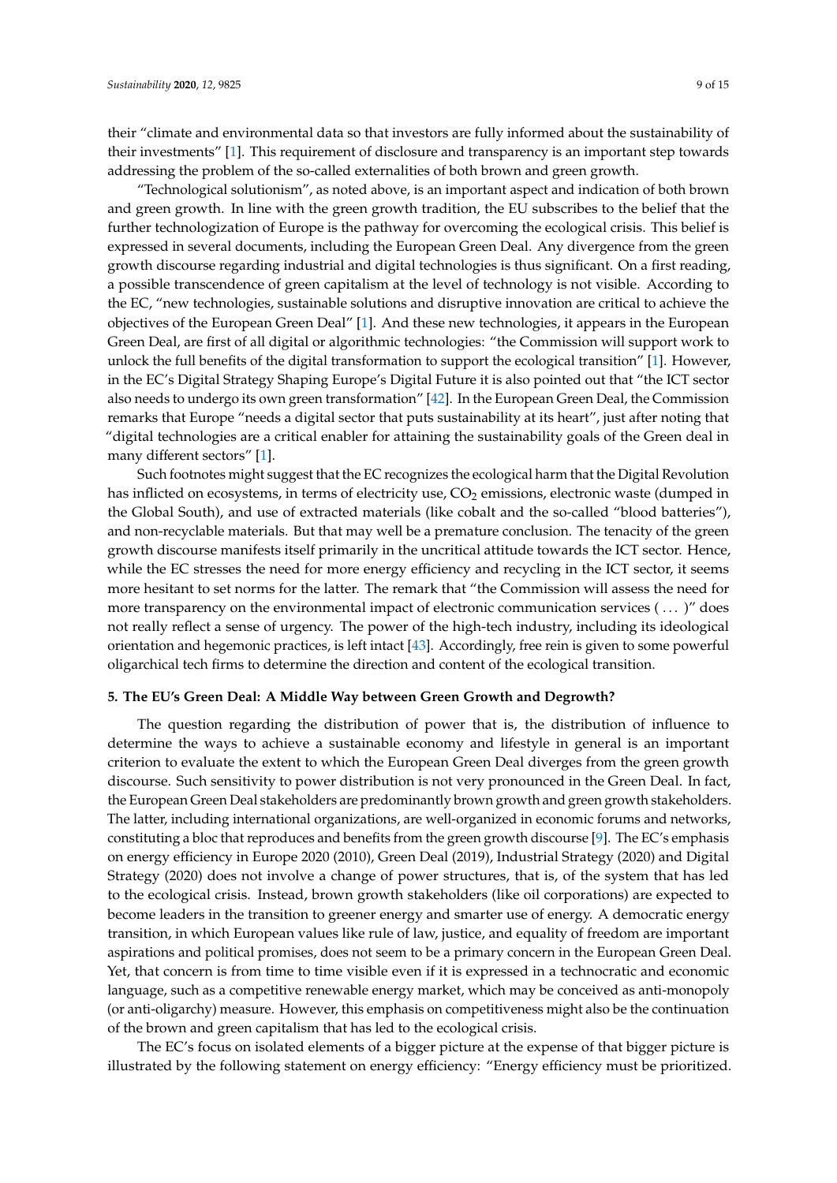their "climate and environmental data so that investors are fully informed about the sustainability of their investments" [1]. This requirement of disclosure and transparency is an important step towards addressing the problem of the so-called externalities of both brown and green growth.

"Technological solutionism", as noted above, is an important aspect and indication of both brown and green growth. In line with the green growth tradition, the EU subscribes to the belief that the further technologization of Europe is the pathway for overcoming the ecological crisis. This belief is expressed in several documents, including the European Green Deal. Any divergence from the green growth discourse regarding industrial and digital technologies is thus significant. On a first reading, a possible transcendence of green capitalism at the level of technology is not visible. According to the EC, "new technologies, sustainable solutions and disruptive innovation are critical to achieve the objectives of the European Green Deal" [1]. And these new technologies, it appears in the European Green Deal, are first of all digital or algorithmic technologies: "the Commission will support work to unlock the full benefits of the digital transformation to support the ecological transition" [1]. However, in the EC's Digital Strategy Shaping Europe's Digital Future it is also pointed out that "the ICT sector also needs to undergo its own green transformation" [42]. In the European Green Deal, the Commission remarks that Europe "needs a digital sector that puts sustainability at its heart", just after noting that "digital technologies are a critical enabler for attaining the sustainability goals of the Green deal in many different sectors" [1].

Such footnotes might suggest that the EC recognizes the ecological harm that the Digital Revolution has inflicted on ecosystems, in terms of electricity use, $CO_2$ emissions, electronic waste (dumped in the Global South), and use of extracted materials (like cobalt and the so-called "blood batteries"), and non-recyclable materials. But that may well be a premature conclusion. The tenacity of the green growth discourse manifests itself primarily in the uncritical attitude towards the ICT sector. Hence, while the EC stresses the need for more energy efficiency and recycling in the ICT sector, it seems more hesitant to set norms for the latter. The remark that "the Commission will assess the need for more transparency on the environmental impact of electronic communication services ( ... )" does not really reflect a sense of urgency. The power of the high-tech industry, including its ideological orientation and hegemonic practices, is left intact [43]. Accordingly, free rein is given to some powerful oligarchical tech firms to determine the direction and content of the ecological transition.

## 5. The EU's Green Deal: A Middle Way between Green Growth and Degrowth?

The question regarding the distribution of power that is, the distribution of influence to determine the ways to achieve a sustainable economy and lifestyle in general is an important criterion to evaluate the extent to which the European Green Deal diverges from the green growth discourse. Such sensitivity to power distribution is not very pronounced in the Green Deal. In fact, the European Green Deal stakeholders are predominantly brown growth and green growth stakeholders. The latter, including international organizations, are well-organized in economic forums and networks, constituting a bloc that reproduces and benefits from the green growth discourse [9]. The EC's emphasis on energy efficiency in Europe 2020 (2010), Green Deal (2019), Industrial Strategy (2020) and Digital Strategy (2020) does not involve a change of power structures, that is, of the system that has led to the ecological crisis. Instead, brown growth stakeholders (like oil corporations) are expected to become leaders in the transition to greener energy and smarter use of energy. A democratic energy transition, in which European values like rule of law, justice, and equality of freedom are important aspirations and political promises, does not seem to be a primary concern in the European Green Deal. Yet, that concern is from time to time visible even if it is expressed in a technocratic and economic language, such as a competitive renewable energy market, which may be conceived as anti-monopoly (or anti-oligarchy) measure. However, this emphasis on competitiveness might also be the continuation of the brown and green capitalism that has led to the ecological crisis.

The EC's focus on isolated elements of a bigger picture at the expense of that bigger picture is illustrated by the following statement on energy efficiency: "Energy efficiency must be prioritized.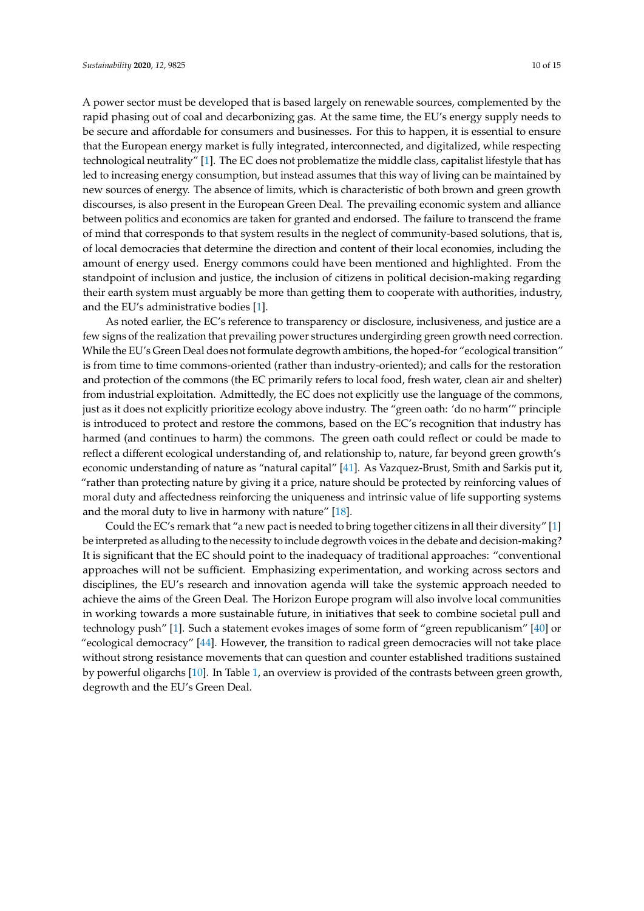A power sector must be developed that is based largely on renewable sources, complemented by the rapid phasing out of coal and decarbonizing gas. At the same time, the EU's energy supply needs to be secure and affordable for consumers and businesses. For this to happen, it is essential to ensure that the European energy market is fully integrated, interconnected, and digitalized, while respecting technological neutrality" [1]. The EC does not problematize the middle class, capitalist lifestyle that has led to increasing energy consumption, but instead assumes that this way of living can be maintained by new sources of energy. The absence of limits, which is characteristic of both brown and green growth discourses, is also present in the European Green Deal. The prevailing economic system and alliance between politics and economics are taken for granted and endorsed. The failure to transcend the frame of mind that corresponds to that system results in the neglect of community-based solutions, that is, of local democracies that determine the direction and content of their local economies, including the amount of energy used. Energy commons could have been mentioned and highlighted. From the standpoint of inclusion and justice, the inclusion of citizens in political decision-making regarding their earth system must arguably be more than getting them to cooperate with authorities, industry, and the EU's administrative bodies [1].

As noted earlier, the EC's reference to transparency or disclosure, inclusiveness, and justice are a few signs of the realization that prevailing power structures undergirding green growth need correction. While the EU's Green Deal does not formulate degrowth ambitions, the hoped-for "ecological transition" is from time to time commons-oriented (rather than industry-oriented); and calls for the restoration and protection of the commons (the EC primarily refers to local food, fresh water, clean air and shelter) from industrial exploitation. Admittedly, the EC does not explicitly use the language of the commons, just as it does not explicitly prioritize ecology above industry. The "green oath: 'do no harm'" principle is introduced to protect and restore the commons, based on the EC's recognition that industry has harmed (and continues to harm) the commons. The green oath could reflect or could be made to reflect a different ecological understanding of, and relationship to, nature, far beyond green growth's economic understanding of nature as "natural capital" [41]. As Vazquez-Brust, Smith and Sarkis put it, "rather than protecting nature by giving it a price, nature should be protected by reinforcing values of moral duty and affectedness reinforcing the uniqueness and intrinsic value of life supporting systems and the moral duty to live in harmony with nature" [18].

Could the EC's remark that "a new pact is needed to bring together citizens in all their diversity" [1] be interpreted as alluding to the necessity to include degrowth voices in the debate and decision-making? It is significant that the EC should point to the inadequacy of traditional approaches: "conventional approaches will not be sufficient. Emphasizing experimentation, and working across sectors and disciplines, the EU's research and innovation agenda will take the systemic approach needed to achieve the aims of the Green Deal. The Horizon Europe program will also involve local communities in working towards a more sustainable future, in initiatives that seek to combine societal pull and technology push" [1]. Such a statement evokes images of some form of "green republicanism" [40] or "ecological democracy" [44]. However, the transition to radical green democracies will not take place without strong resistance movements that can question and counter established traditions sustained by powerful oligarchs [10]. In Table 1, an overview is provided of the contrasts between green growth, degrowth and the EU's Green Deal.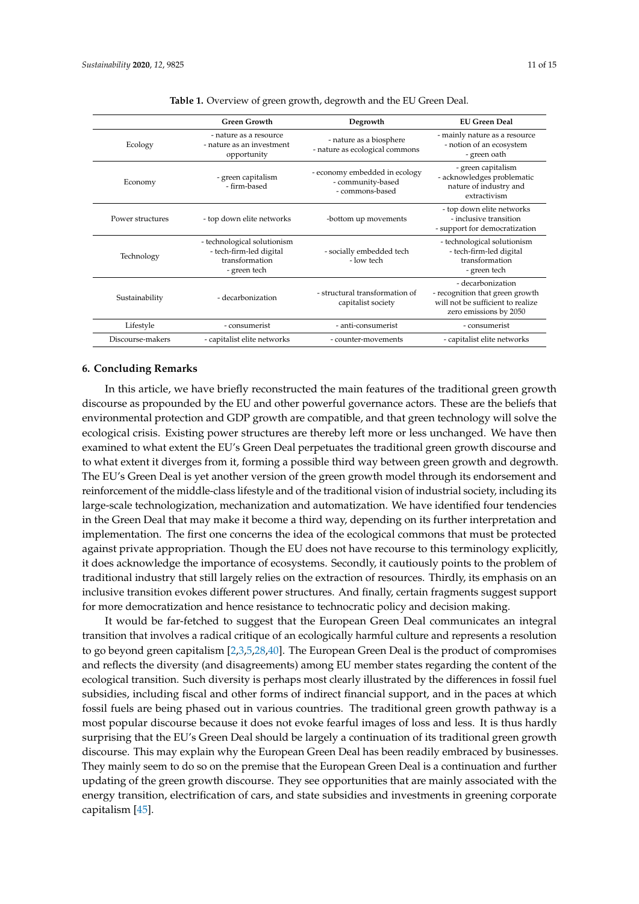**Table 1.** Overview of green growth, degrowth and the EU Green Deal.

| | Green Growth | Degrowth | EU Green Deal |
|---|---|---|---|
| Ecology | - nature as a resource<br>- nature as an investment opportunity | - nature as a biosphere<br>- nature as ecological commons | - mainly nature as a resource<br>- notion of an ecosystem<br>- green oath |
| Economy | - green capitalism<br>- firm-based | - economy embedded in ecology<br>- community-based<br>- commons-based | - green capitalism<br>- acknowledges problematic nature of industry and extractivism |
| Power structures | - top down elite networks | -bottom up movements | - top down elite networks<br>- inclusive transition<br>- support for democratization |
| Technology | - technological solutionism<br>- tech-firm-led digital transformation<br>- green tech | - socially embedded tech<br>- low tech | - technological solutionism<br>- tech-firm-led digital transformation<br>- green tech |
| Sustainability | - decarbonization | - structural transformation of capitalist society | - decarbonization<br>- recognition that green growth will not be sufficient to realize zero emissions by 2050 |
| Lifestyle | - consumerist | - anti-consumerist | - consumerist |
| Discourse-makers | - capitalist elite networks | - counter-movements | - capitalist elite networks |

## 6. Concluding Remarks

In this article, we have briefly reconstructed the main features of the traditional green growth discourse as propounded by the EU and other powerful governance actors. These are the beliefs that environmental protection and GDP growth are compatible, and that green technology will solve the ecological crisis. Existing power structures are thereby left more or less unchanged. We have then examined to what extent the EU's Green Deal perpetuates the traditional green growth discourse and to what extent it diverges from it, forming a possible third way between green growth and degrowth. The EU's Green Deal is yet another version of the green growth model through its endorsement and reinforcement of the middle-class lifestyle and of the traditional vision of industrial society, including its large-scale technologization, mechanization and automatization. We have identified four tendencies in the Green Deal that may make it become a third way, depending on its further interpretation and implementation. The first one concerns the idea of the ecological commons that must be protected against private appropriation. Though the EU does not have recourse to this terminology explicitly, it does acknowledge the importance of ecosystems. Secondly, it cautiously points to the problem of traditional industry that still largely relies on the extraction of resources. Thirdly, its emphasis on an inclusive transition evokes different power structures. And finally, certain fragments suggest support for more democratization and hence resistance to technocratic policy and decision making.

It would be far-fetched to suggest that the European Green Deal communicates an integral transition that involves a radical critique of an ecologically harmful culture and represents a resolution to go beyond green capitalism [2,3,5,28,40]. The European Green Deal is the product of compromises and reflects the diversity (and disagreements) among EU member states regarding the content of the ecological transition. Such diversity is perhaps most clearly illustrated by the differences in fossil fuel subsidies, including fiscal and other forms of indirect financial support, and in the paces at which fossil fuels are being phased out in various countries. The traditional green growth pathway is a most popular discourse because it does not evoke fearful images of loss and less. It is thus hardly surprising that the EU's Green Deal should be largely a continuation of its traditional green growth discourse. This may explain why the European Green Deal has been readily embraced by businesses. They mainly seem to do so on the premise that the European Green Deal is a continuation and further updating of the green growth discourse. They see opportunities that are mainly associated with the energy transition, electrification of cars, and state subsidies and investments in greening corporate capitalism [45].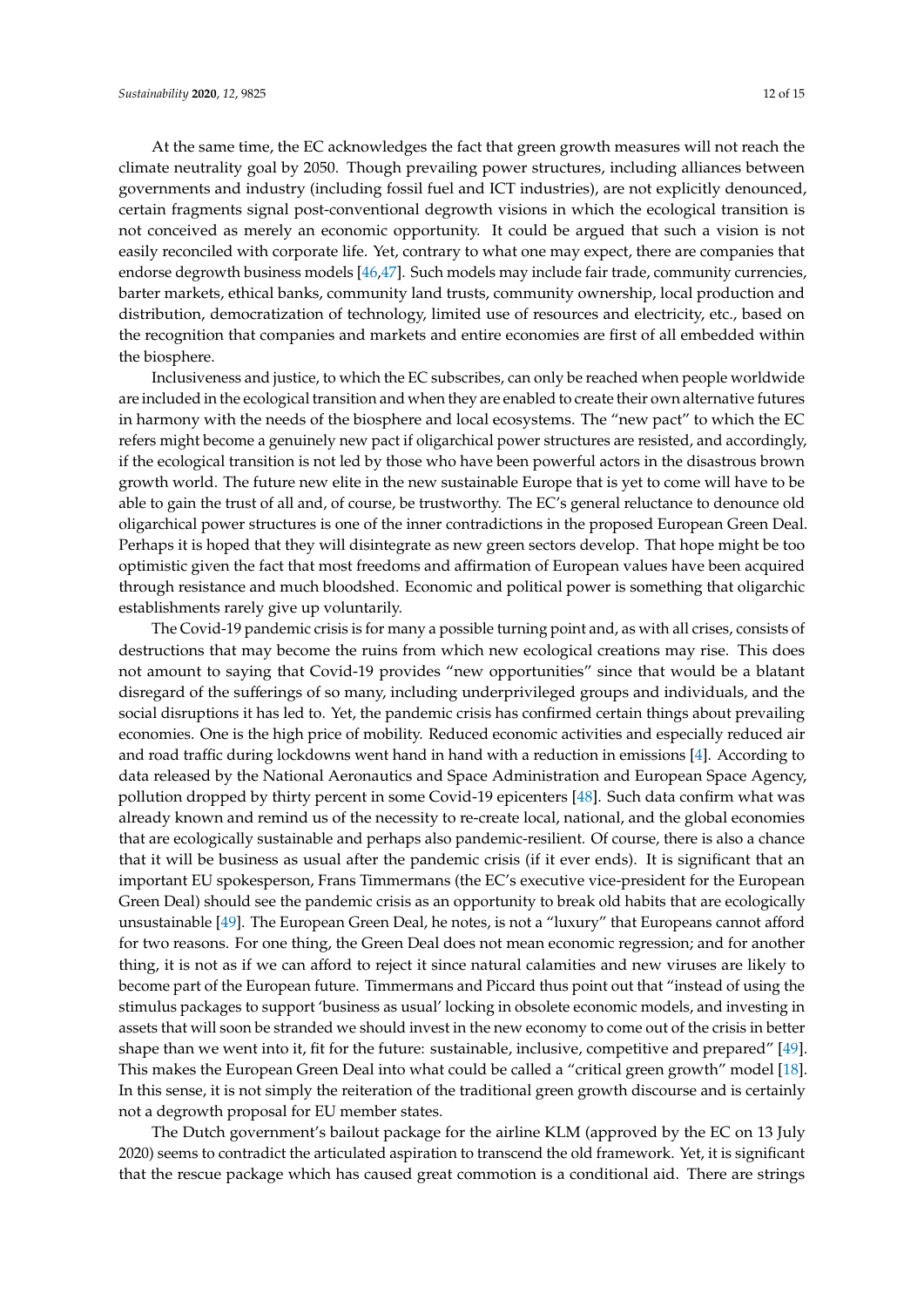At the same time, the EC acknowledges the fact that green growth measures will not reach the climate neutrality goal by 2050. Though prevailing power structures, including alliances between governments and industry (including fossil fuel and ICT industries), are not explicitly denounced, certain fragments signal post-conventional degrowth visions in which the ecological transition is not conceived as merely an economic opportunity. It could be argued that such a vision is not easily reconciled with corporate life. Yet, contrary to what one may expect, there are companies that endorse degrowth business models [46,47]. Such models may include fair trade, community currencies, barter markets, ethical banks, community land trusts, community ownership, local production and distribution, democratization of technology, limited use of resources and electricity, etc., based on the recognition that companies and markets and entire economies are first of all embedded within the biosphere.

Inclusiveness and justice, to which the EC subscribes, can only be reached when people worldwide are included in the ecological transition and when they are enabled to create their own alternative futures in harmony with the needs of the biosphere and local ecosystems. The "new pact" to which the EC refers might become a genuinely new pact if oligarchical power structures are resisted, and accordingly, if the ecological transition is not led by those who have been powerful actors in the disastrous brown growth world. The future new elite in the new sustainable Europe that is yet to come will have to be able to gain the trust of all and, of course, be trustworthy. The EC's general reluctance to denounce old oligarchical power structures is one of the inner contradictions in the proposed European Green Deal. Perhaps it is hoped that they will disintegrate as new green sectors develop. That hope might be too optimistic given the fact that most freedoms and affirmation of European values have been acquired through resistance and much bloodshed. Economic and political power is something that oligarchic establishments rarely give up voluntarily.

The Covid-19 pandemic crisis is for many a possible turning point and, as with all crises, consists of destructions that may become the ruins from which new ecological creations may rise. This does not amount to saying that Covid-19 provides "new opportunities" since that would be a blatant disregard of the sufferings of so many, including underprivileged groups and individuals, and the social disruptions it has led to. Yet, the pandemic crisis has confirmed certain things about prevailing economies. One is the high price of mobility. Reduced economic activities and especially reduced air and road traffic during lockdowns went hand in hand with a reduction in emissions [4]. According to data released by the National Aeronautics and Space Administration and European Space Agency, pollution dropped by thirty percent in some Covid-19 epicenters [48]. Such data confirm what was already known and remind us of the necessity to re-create local, national, and the global economies that are ecologically sustainable and perhaps also pandemic-resilient. Of course, there is also a chance that it will be business as usual after the pandemic crisis (if it ever ends). It is significant that an important EU spokesperson, Frans Timmermans (the EC's executive vice-president for the European Green Deal) should see the pandemic crisis as an opportunity to break old habits that are ecologically unsustainable [49]. The European Green Deal, he notes, is not a "luxury" that Europeans cannot afford for two reasons. For one thing, the Green Deal does not mean economic regression; and for another thing, it is not as if we can afford to reject it since natural calamities and new viruses are likely to become part of the European future. Timmermans and Piccard thus point out that "instead of using the stimulus packages to support 'business as usual' locking in obsolete economic models, and investing in assets that will soon be stranded we should invest in the new economy to come out of the crisis in better shape than we went into it, fit for the future: sustainable, inclusive, competitive and prepared" [49]. This makes the European Green Deal into what could be called a "critical green growth" model [18]. In this sense, it is not simply the reiteration of the traditional green growth discourse and is certainly not a degrowth proposal for EU member states.

The Dutch government's bailout package for the airline KLM (approved by the EC on 13 July 2020) seems to contradict the articulated aspiration to transcend the old framework. Yet, it is significant that the rescue package which has caused great commotion is a conditional aid. There are strings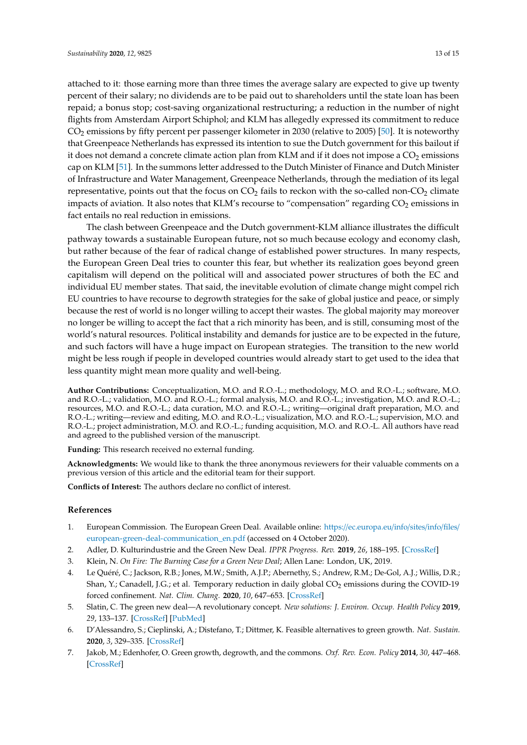attached to it: those earning more than three times the average salary are expected to give up twenty percent of their salary; no dividends are to be paid out to shareholders until the state loan has been repaid; a bonus stop; cost-saving organizational restructuring; a reduction in the number of night flights from Amsterdam Airport Schiphol; and KLM has allegedly expressed its commitment to reduce $CO_2$ emissions by fifty percent per passenger kilometer in 2030 (relative to 2005) [50]. It is noteworthy that Greenpeace Netherlands has expressed its intention to sue the Dutch government for this bailout if it does not demand a concrete climate action plan from KLM and if it does not impose a $CO_2$ emissions cap on KLM [51]. In the summons letter addressed to the Dutch Minister of Finance and Dutch Minister of Infrastructure and Water Management, Greenpeace Netherlands, through the mediation of its legal representative, points out that the focus on $CO_2$ fails to reckon with the so-called non-$CO_2$ climate impacts of aviation. It also notes that KLM's recourse to "compensation" regarding $CO_2$ emissions in fact entails no real reduction in emissions.

The clash between Greenpeace and the Dutch government-KLM alliance illustrates the difficult pathway towards a sustainable European future, not so much because ecology and economy clash, but rather because of the fear of radical change of established power structures. In many respects, the European Green Deal tries to counter this fear, but whether its realization goes beyond green capitalism will depend on the political will and associated power structures of both the EC and individual EU member states. That said, the inevitable evolution of climate change might compel rich EU countries to have recourse to degrowth strategies for the sake of global justice and peace, or simply because the rest of world is no longer willing to accept their wastes. The global majority may moreover no longer be willing to accept the fact that a rich minority has been, and is still, consuming most of the world's natural resources. Political instability and demands for justice are to be expected in the future, and such factors will have a huge impact on European strategies. The transition to the new world might be less rough if people in developed countries would already start to get used to the idea that less quantity might mean more quality and well-being.

**Author Contributions:** Conceptualization, M.O. and R.O.-L.; methodology, M.O. and R.O.-L.; software, M.O. and R.O.-L.; validation, M.O. and R.O.-L.; formal analysis, M.O. and R.O.-L.; investigation, M.O. and R.O.-L.; resources, M.O. and R.O.-L.; data curation, M.O. and R.O.-L.; writing—original draft preparation, M.O. and R.O.-L.; writing—review and editing, M.O. and R.O.-L.; visualization, M.O. and R.O.-L.; supervision, M.O. and R.O.-L.; project administration, M.O. and R.O.-L.; funding acquisition, M.O. and R.O.-L. All authors have read and agreed to the published version of the manuscript.

**Funding:** This research received no external funding.

**Acknowledgments:** We would like to thank the three anonymous reviewers for their valuable comments on a previous version of this article and the editorial team for their support.

**Conflicts of Interest:** The authors declare no conflict of interest.

## References

1. European Commission. The European Green Deal. Available online: https://ec.europa.eu/info/sites/info/files/european-green-deal-communication_en.pdf (accessed on 4 October 2020).
2. Adler, D. Kulturindustrie and the Green New Deal. *IPPR Progress. Rev.* **2019**, *26*, 188–195. [CrossRef]
3. Klein, N. *On Fire: The Burning Case for a Green New Deal*; Allen Lane: London, UK, 2019.
4. Le Quéré, C.; Jackson, R.B.; Jones, M.W.; Smith, A.J.P.; Abernethy, S.; Andrew, R.M.; De-Gol, A.J.; Willis, D.R.; Shan, Y.; Canadell, J.G.; et al. Temporary reduction in daily global $CO_2$ emissions during the COVID-19 forced confinement. *Nat. Clim. Chang.* **2020**, *10*, 647–653. [CrossRef]
5. Slatin, C. The green new deal—A revolutionary concept. *New solutions: J. Environ. Occup. Health Policy* **2019**, *29*, 133–137. [CrossRef] [PubMed]
6. D'Alessandro, S.; Cieplinski, A.; Distefano, T.; Dittmer, K. Feasible alternatives to green growth. *Nat. Sustain.* **2020**, *3*, 329–335. [CrossRef]
7. Jakob, M.; Edenhofer, O. Green growth, degrowth, and the commons. *Oxf. Rev. Econ. Policy* **2014**, *30*, 447–468. [CrossRef]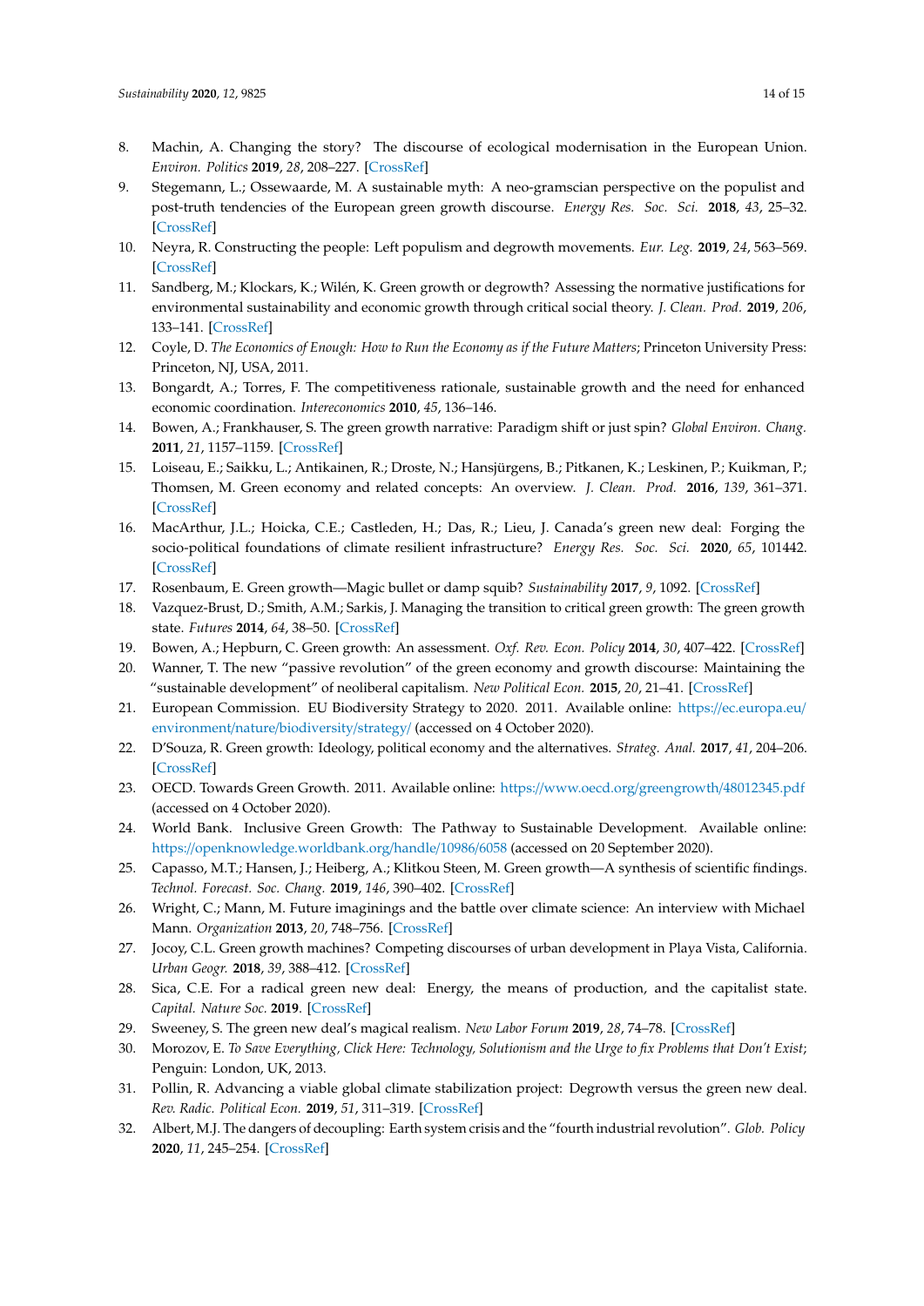8. Machin, A. Changing the story? The discourse of ecological modernisation in the European Union. *Environ. Politics* **2019**, *28*, 208–227. [CrossRef]
9. Stegemann, L.; Ossewaarde, M. A sustainable myth: A neo-gramscian perspective on the populist and post-truth tendencies of the European green growth discourse. *Energy Res. Soc. Sci.* **2018**, *43*, 25–32. [CrossRef]
10. Neyra, R. Constructing the people: Left populism and degrowth movements. *Eur. Leg.* **2019**, *24*, 563–569. [CrossRef]
11. Sandberg, M.; Klockars, K.; Wilén, K. Green growth or degrowth? Assessing the normative justifications for environmental sustainability and economic growth through critical social theory. *J. Clean. Prod.* **2019**, *206*, 133–141. [CrossRef]
12. Coyle, D. *The Economics of Enough: How to Run the Economy as if the Future Matters*; Princeton University Press: Princeton, NJ, USA, 2011.
13. Bongardt, A.; Torres, F. The competitiveness rationale, sustainable growth and the need for enhanced economic coordination. *Intereconomics* **2010**, *45*, 136–146.
14. Bowen, A.; Frankhauser, S. The green growth narrative: Paradigm shift or just spin? *Global Environ. Chang.* **2011**, *21*, 1157–1159. [CrossRef]
15. Loiseau, E.; Saikku, L.; Antikainen, R.; Droste, N.; Hansjürgens, B.; Pitkanen, K.; Leskinen, P.; Kuikman, P.; Thomsen, M. Green economy and related concepts: An overview. *J. Clean. Prod.* **2016**, *139*, 361–371. [CrossRef]
16. MacArthur, J.L.; Hoicka, C.E.; Castleden, H.; Das, R.; Lieu, J. Canada's green new deal: Forging the socio-political foundations of climate resilient infrastructure? *Energy Res. Soc. Sci.* **2020**, *65*, 101442. [CrossRef]
17. Rosenbaum, E. Green growth—Magic bullet or damp squib? *Sustainability* **2017**, *9*, 1092. [CrossRef]
18. Vazquez-Brust, D.; Smith, A.M.; Sarkis, J. Managing the transition to critical green growth: The green growth state. *Futures* **2014**, *64*, 38–50. [CrossRef]
19. Bowen, A.; Hepburn, C. Green growth: An assessment. *Oxf. Rev. Econ. Policy* **2014**, *30*, 407–422. [CrossRef]
20. Wanner, T. The new "passive revolution" of the green economy and growth discourse: Maintaining the "sustainable development" of neoliberal capitalism. *New Political Econ.* **2015**, *20*, 21–41. [CrossRef]
21. European Commission. EU Biodiversity Strategy to 2020. 2011. Available online: https://ec.europa.eu/environment/nature/biodiversity/strategy/ (accessed on 4 October 2020).
22. D'Souza, R. Green growth: Ideology, political economy and the alternatives. *Strateg. Anal.* **2017**, *41*, 204–206. [CrossRef]
23. OECD. Towards Green Growth. 2011. Available online: https://www.oecd.org/greengrowth/48012345.pdf (accessed on 4 October 2020).
24. World Bank. Inclusive Green Growth: The Pathway to Sustainable Development. Available online: https://openknowledge.worldbank.org/handle/10986/6058 (accessed on 20 September 2020).
25. Capasso, M.T.; Hansen, J.; Heiberg, A.; Klitkou Steen, M. Green growth—A synthesis of scientific findings. *Technol. Forecast. Soc. Chang.* **2019**, *146*, 390–402. [CrossRef]
26. Wright, C.; Mann, M. Future imaginings and the battle over climate science: An interview with Michael Mann. *Organization* **2013**, *20*, 748–756. [CrossRef]
27. Jocoy, C.L. Green growth machines? Competing discourses of urban development in Playa Vista, California. *Urban Geogr.* **2018**, *39*, 388–412. [CrossRef]
28. Sica, C.E. For a radical green new deal: Energy, the means of production, and the capitalist state. *Capital. Nature Soc.* **2019**. [CrossRef]
29. Sweeney, S. The green new deal's magical realism. *New Labor Forum* **2019**, *28*, 74–78. [CrossRef]
30. Morozov, E. *To Save Everything, Click Here: Technology, Solutionism and the Urge to fix Problems that Don't Exist*; Penguin: London, UK, 2013.
31. Pollin, R. Advancing a viable global climate stabilization project: Degrowth versus the green new deal. *Rev. Radic. Political Econ.* **2019**, *51*, 311–319. [CrossRef]
32. Albert, M.J. The dangers of decoupling: Earth system crisis and the "fourth industrial revolution". *Glob. Policy* **2020**, *11*, 245–254. [CrossRef]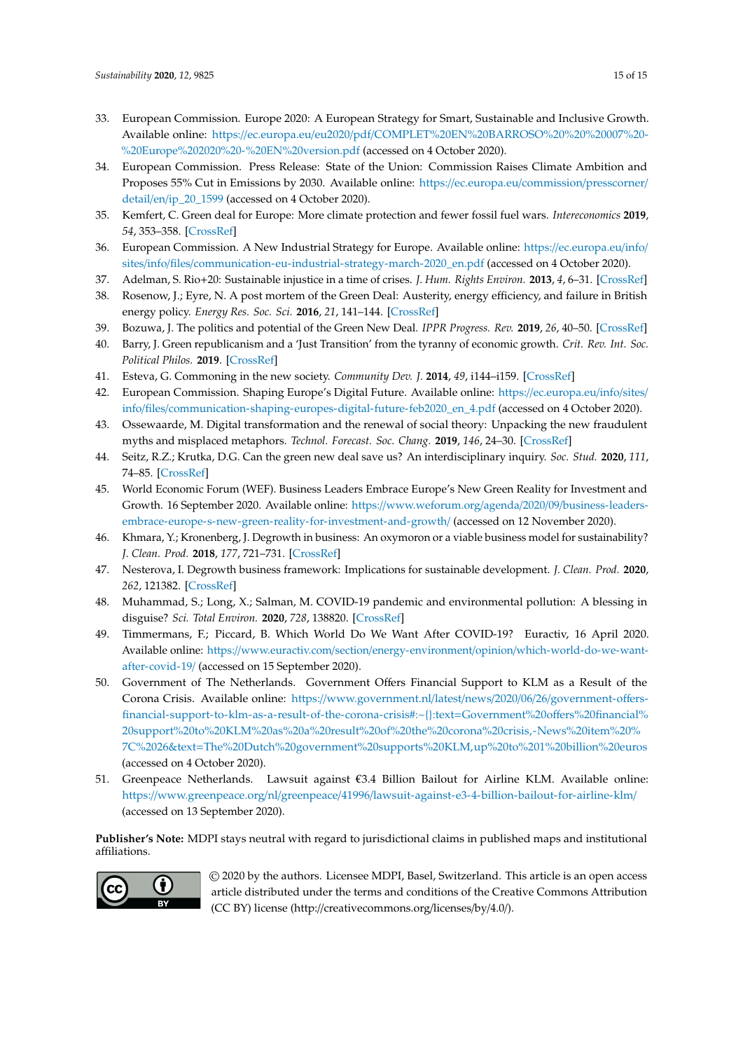33. European Commission. Europe 2020: A European Strategy for Smart, Sustainable and Inclusive Growth. Available online: https://ec.europa.eu/eu2020/pdf/COMPLET%20EN%20BARROSO%20%20%20007%20-%20Europe%202020%20-%20EN%20version.pdf (accessed on 4 October 2020).
34. European Commission. Press Release: State of the Union: Commission Raises Climate Ambition and Proposes 55% Cut in Emissions by 2030. Available online: https://ec.europa.eu/commission/presscorner/detail/en/ip_20_1599 (accessed on 4 October 2020).
35. Kemfert, C. Green deal for Europe: More climate protection and fewer fossil fuel wars. *Intereconomics* **2019**, *54*, 353–358. [CrossRef]
36. European Commission. A New Industrial Strategy for Europe. Available online: https://ec.europa.eu/info/sites/info/files/communication-eu-industrial-strategy-march-2020_en.pdf (accessed on 4 October 2020).
37. Adelman, S. Rio+20: Sustainable injustice in a time of crises. *J. Hum. Rights Environ.* **2013**, *4*, 6–31. [CrossRef]
38. Rosenow, J.; Eyre, N. A post mortem of the Green Deal: Austerity, energy efficiency, and failure in British energy policy. *Energy Res. Soc. Sci.* **2016**, *21*, 141–144. [CrossRef]
39. Bozuwa, J. The politics and potential of the Green New Deal. *IPPR Progress. Rev.* **2019**, *26*, 40–50. [CrossRef]
40. Barry, J. Green republicanism and a 'Just Transition' from the tyranny of economic growth. *Crit. Rev. Int. Soc. Political Philos.* **2019**. [CrossRef]
41. Esteva, G. Commoning in the new society. *Community Dev. J.* **2014**, *49*, i144–i159. [CrossRef]
42. European Commission. Shaping Europe's Digital Future. Available online: https://ec.europa.eu/info/sites/info/files/communication-shaping-europes-digital-future-feb2020_en_4.pdf (accessed on 4 October 2020).
43. Ossewaarde, M. Digital transformation and the renewal of social theory: Unpacking the new fraudulent myths and misplaced metaphors. *Technol. Forecast. Soc. Chang.* **2019**, *146*, 24–30. [CrossRef]
44. Seitz, R.Z.; Krutka, D.G. Can the green new deal save us? An interdisciplinary inquiry. *Soc. Stud.* **2020**, *111*, 74–85. [CrossRef]
45. World Economic Forum (WEF). Business Leaders Embrace Europe's New Green Reality for Investment and Growth. 16 September 2020. Available online: https://www.weforum.org/agenda/2020/09/business-leaders-embrace-europe-s-new-green-reality-for-investment-and-growth/ (accessed on 12 November 2020).
46. Khmara, Y.; Kronenberg, J. Degrowth in business: An oxymoron or a viable business model for sustainability? *J. Clean. Prod.* **2018**, *177*, 721–731. [CrossRef]
47. Nesterova, I. Degrowth business framework: Implications for sustainable development. *J. Clean. Prod.* **2020**, *262*, 121382. [CrossRef]
48. Muhammad, S.; Long, X.; Salman, M. COVID-19 pandemic and environmental pollution: A blessing in disguise? *Sci. Total Environ.* **2020**, *728*, 138820. [CrossRef]
49. Timmermans, F.; Piccard, B. Which World Do We Want After COVID-19? Euractiv, 16 April 2020. Available online: https://www.euractiv.com/section/energy-environment/opinion/which-world-do-we-want-after-covid-19/ (accessed on 15 September 2020).
50. Government of The Netherlands. Government Offers Financial Support to KLM as a Result of the Corona Crisis. Available online: https://www.government.nl/latest/news/2020/06/26/government-offers-financial-support-to-klm-as-a-result-of-the-corona-crisis#:~{}:text=Government%20offers%20financial%20support%20to%20KLM%20as%20a%20result%20of%20the%20corona%20crisis,-News%20item%20%7C%2026&text=The%20Dutch%20government%20supports%20KLM,up%20to%201%20billion%20euros (accessed on 4 October 2020).
51. Greenpeace Netherlands. Lawsuit against €3.4 Billion Bailout for Airline KLM. Available online: https://www.greenpeace.org/nl/greenpeace/41996/lawsuit-against-e3-4-billion-bailout-for-airline-klm/ (accessed on 13 September 2020).

**Publisher's Note:** MDPI stays neutral with regard to jurisdictional claims in published maps and institutional affiliations.

© 2020 by the authors. Licensee MDPI, Basel, Switzerland. This article is an open access article distributed under the terms and conditions of the Creative Commons Attribution (CC BY) license (http://creativecommons.org/licenses/by/4.0/).